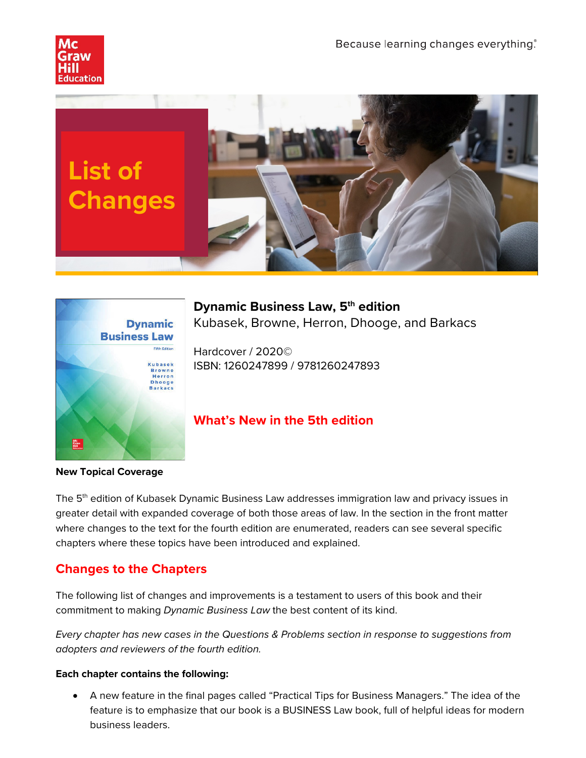Because learning changes everything.®

# List of Changes

**Dynamic Business Law, 5th edition**
Kubasek, Browne, Herron, Dhooge, and Barkacs

Hardcover / 2020©
ISBN: 1260247899 / 9781260247893

## What's New in the 5th edition

**New Topical Coverage**

The 5th edition of Kubasek Dynamic Business Law addresses immigration law and privacy issues in greater detail with expanded coverage of both those areas of law. In the section in the front matter where changes to the text for the fourth edition are enumerated, readers can see several specific chapters where these topics have been introduced and explained.

## Changes to the Chapters

The following list of changes and improvements is a testament to users of this book and their commitment to making *Dynamic Business Law* the best content of its kind.

*Every chapter has new cases in the Questions & Problems section in response to suggestions from adopters and reviewers of the fourth edition.*

**Each chapter contains the following:**

- A new feature in the final pages called "Practical Tips for Business Managers." The idea of the feature is to emphasize that our book is a BUSINESS Law book, full of helpful ideas for modern business leaders.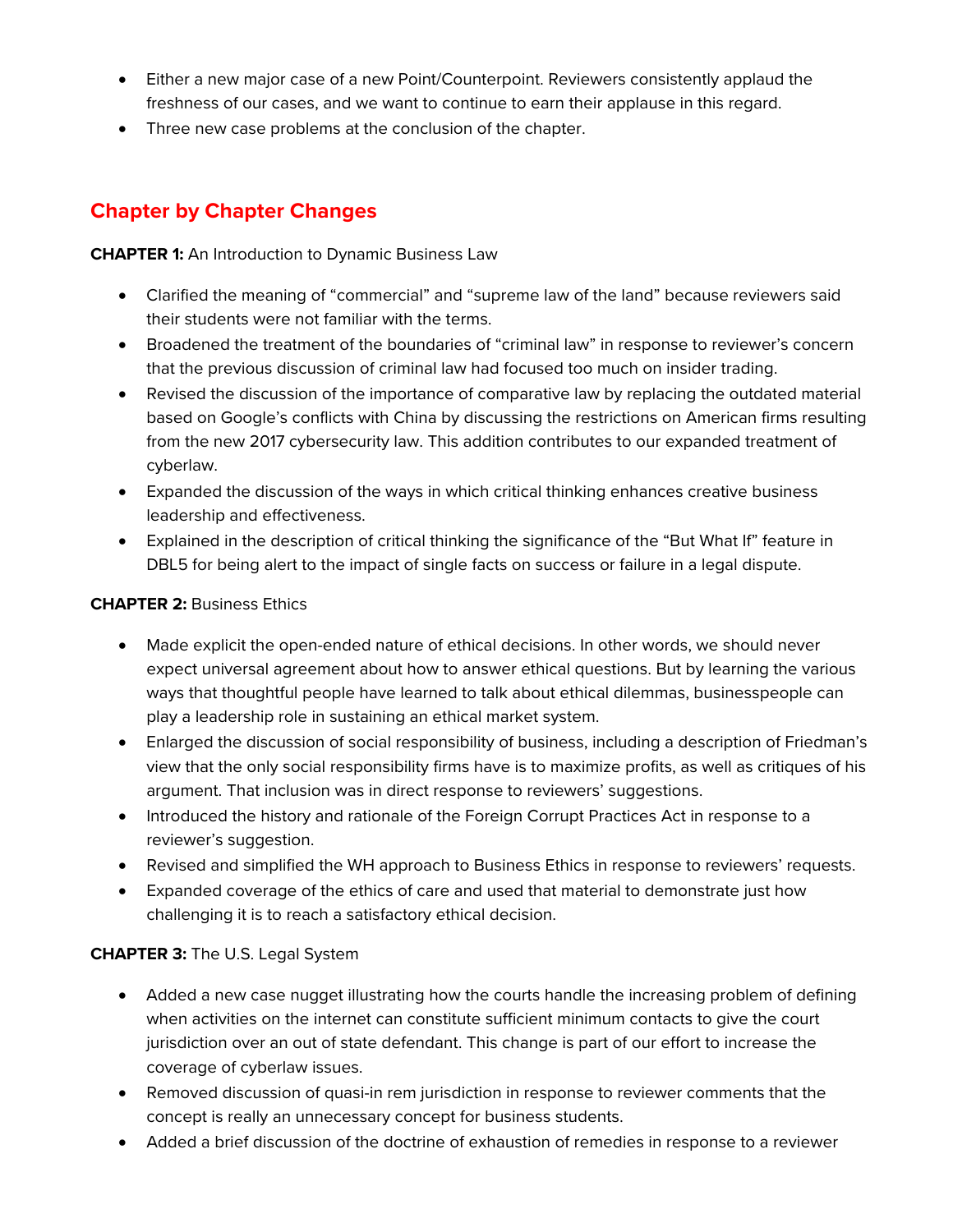- Either a new major case of a new Point/Counterpoint. Reviewers consistently applaud the freshness of our cases, and we want to continue to earn their applause in this regard.
- Three new case problems at the conclusion of the chapter.

## Chapter by Chapter Changes

**CHAPTER 1:** An Introduction to Dynamic Business Law

- Clarified the meaning of "commercial" and "supreme law of the land" because reviewers said their students were not familiar with the terms.
- Broadened the treatment of the boundaries of "criminal law" in response to reviewer's concern that the previous discussion of criminal law had focused too much on insider trading.
- Revised the discussion of the importance of comparative law by replacing the outdated material based on Google's conflicts with China by discussing the restrictions on American firms resulting from the new 2017 cybersecurity law. This addition contributes to our expanded treatment of cyberlaw.
- Expanded the discussion of the ways in which critical thinking enhances creative business leadership and effectiveness.
- Explained in the description of critical thinking the significance of the "But What If" feature in DBL5 for being alert to the impact of single facts on success or failure in a legal dispute.

**CHAPTER 2:** Business Ethics

- Made explicit the open-ended nature of ethical decisions. In other words, we should never expect universal agreement about how to answer ethical questions. But by learning the various ways that thoughtful people have learned to talk about ethical dilemmas, businesspeople can play a leadership role in sustaining an ethical market system.
- Enlarged the discussion of social responsibility of business, including a description of Friedman's view that the only social responsibility firms have is to maximize profits, as well as critiques of his argument. That inclusion was in direct response to reviewers' suggestions.
- Introduced the history and rationale of the Foreign Corrupt Practices Act in response to a reviewer's suggestion.
- Revised and simplified the WH approach to Business Ethics in response to reviewers' requests.
- Expanded coverage of the ethics of care and used that material to demonstrate just how challenging it is to reach a satisfactory ethical decision.

**CHAPTER 3:** The U.S. Legal System

- Added a new case nugget illustrating how the courts handle the increasing problem of defining when activities on the internet can constitute sufficient minimum contacts to give the court jurisdiction over an out of state defendant. This change is part of our effort to increase the coverage of cyberlaw issues.
- Removed discussion of quasi-in rem jurisdiction in response to reviewer comments that the concept is really an unnecessary concept for business students.
- Added a brief discussion of the doctrine of exhaustion of remedies in response to a reviewer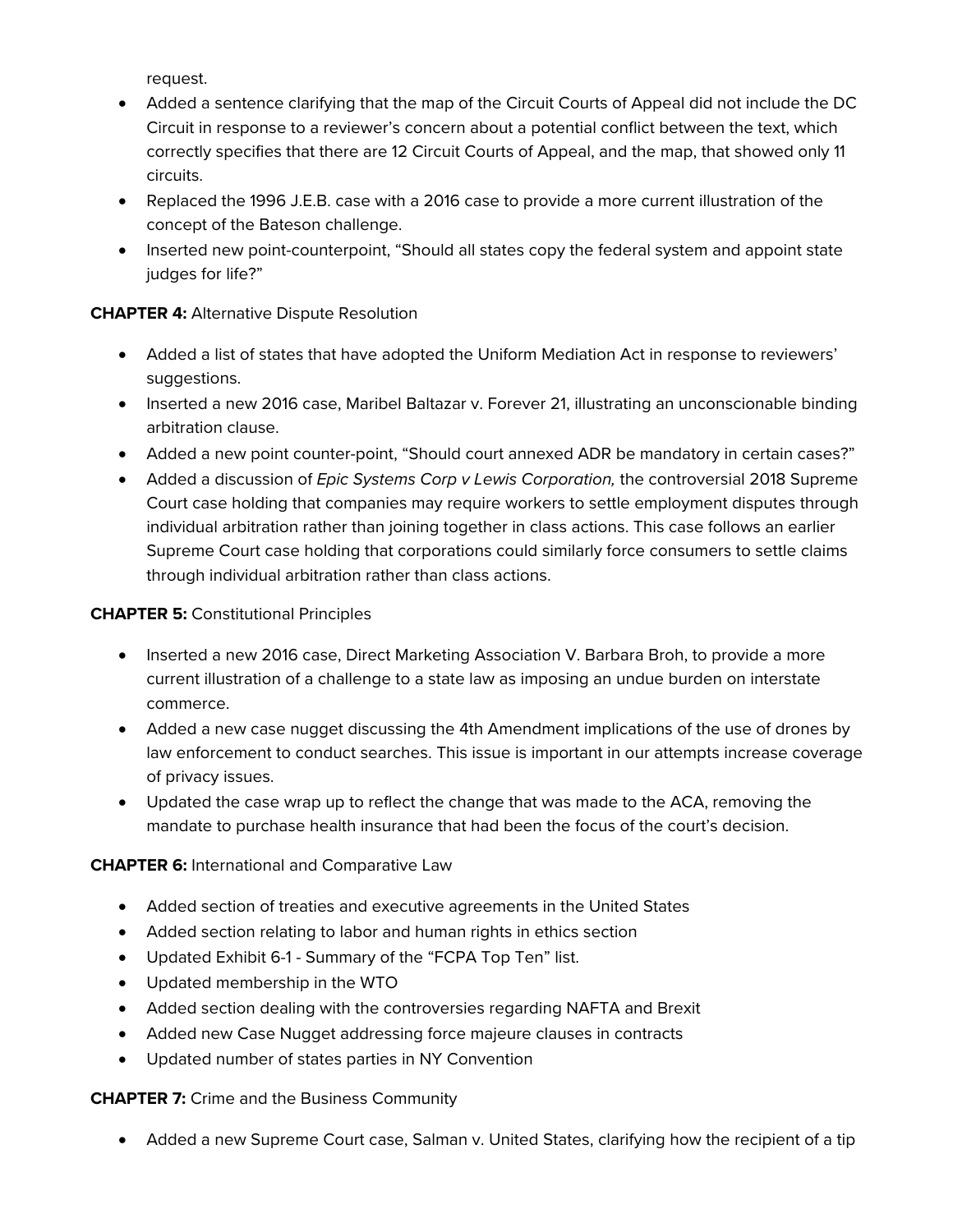request.

- Added a sentence clarifying that the map of the Circuit Courts of Appeal did not include the DC Circuit in response to a reviewer's concern about a potential conflict between the text, which correctly specifies that there are 12 Circuit Courts of Appeal, and the map, that showed only 11 circuits.
- Replaced the 1996 J.E.B. case with a 2016 case to provide a more current illustration of the concept of the Bateson challenge.
- Inserted new point-counterpoint, "Should all states copy the federal system and appoint state judges for life?"

**CHAPTER 4:** Alternative Dispute Resolution

- Added a list of states that have adopted the Uniform Mediation Act in response to reviewers' suggestions.
- Inserted a new 2016 case, Maribel Baltazar v. Forever 21, illustrating an unconscionable binding arbitration clause.
- Added a new point counter-point, "Should court annexed ADR be mandatory in certain cases?"
- Added a discussion of *Epic Systems Corp v Lewis Corporation,* the controversial 2018 Supreme Court case holding that companies may require workers to settle employment disputes through individual arbitration rather than joining together in class actions. This case follows an earlier Supreme Court case holding that corporations could similarly force consumers to settle claims through individual arbitration rather than class actions.

**CHAPTER 5:** Constitutional Principles

- Inserted a new 2016 case, Direct Marketing Association V. Barbara Broh, to provide a more current illustration of a challenge to a state law as imposing an undue burden on interstate commerce.
- Added a new case nugget discussing the 4th Amendment implications of the use of drones by law enforcement to conduct searches. This issue is important in our attempts increase coverage of privacy issues.
- Updated the case wrap up to reflect the change that was made to the ACA, removing the mandate to purchase health insurance that had been the focus of the court's decision.

**CHAPTER 6:** International and Comparative Law

- Added section of treaties and executive agreements in the United States
- Added section relating to labor and human rights in ethics section
- Updated Exhibit 6-1 - Summary of the "FCPA Top Ten" list.
- Updated membership in the WTO
- Added section dealing with the controversies regarding NAFTA and Brexit
- Added new Case Nugget addressing force majeure clauses in contracts
- Updated number of states parties in NY Convention

**CHAPTER 7:** Crime and the Business Community

- Added a new Supreme Court case, Salman v. United States, clarifying how the recipient of a tip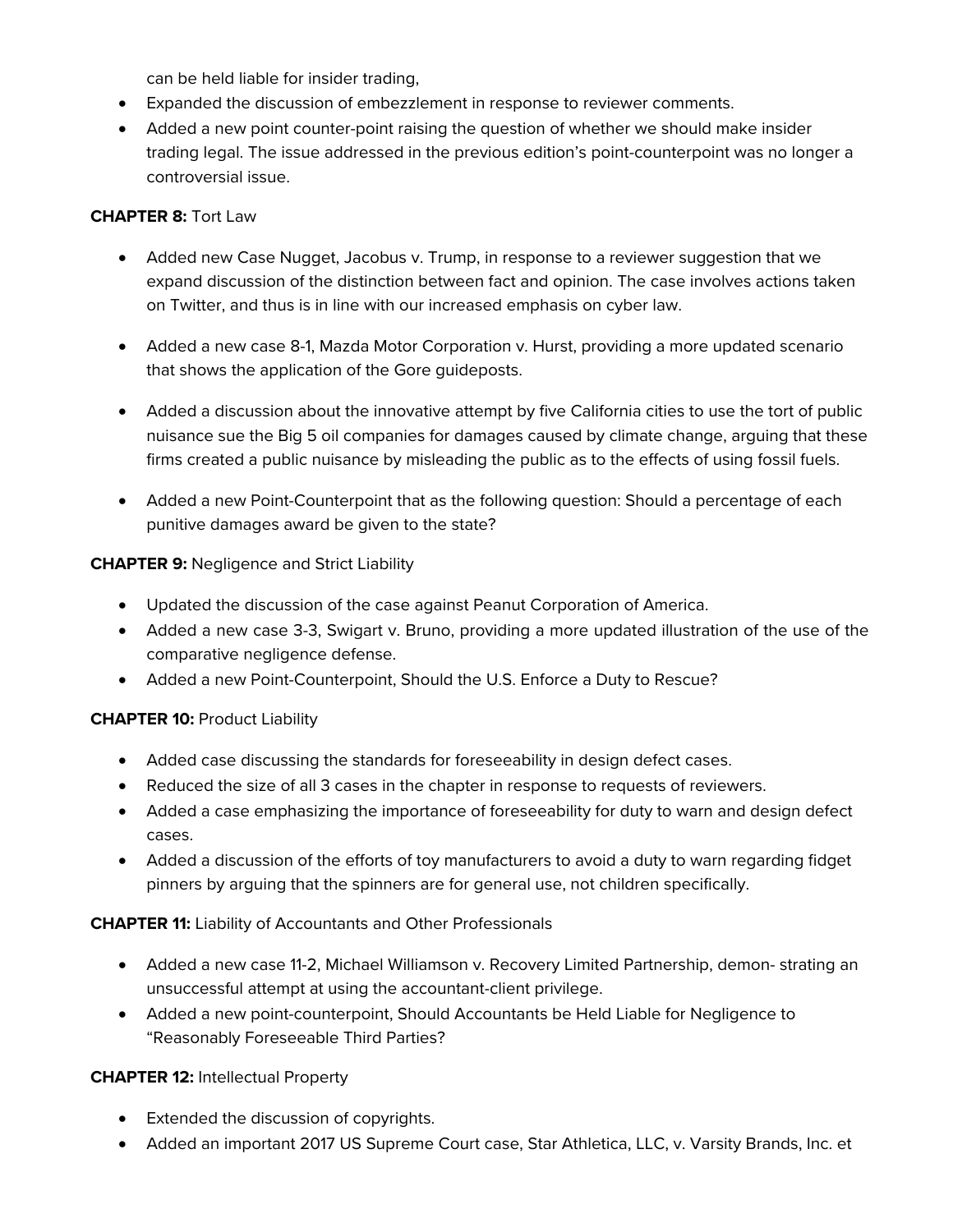can be held liable for insider trading,

- Expanded the discussion of embezzlement in response to reviewer comments.
- Added a new point counter-point raising the question of whether we should make insider trading legal. The issue addressed in the previous edition's point-counterpoint was no longer a controversial issue.

**CHAPTER 8:** Tort Law

- Added new Case Nugget, Jacobus v. Trump, in response to a reviewer suggestion that we expand discussion of the distinction between fact and opinion. The case involves actions taken on Twitter, and thus is in line with our increased emphasis on cyber law.

- Added a new case 8-1, Mazda Motor Corporation v. Hurst, providing a more updated scenario that shows the application of the Gore guideposts.

- Added a discussion about the innovative attempt by five California cities to use the tort of public nuisance sue the Big 5 oil companies for damages caused by climate change, arguing that these firms created a public nuisance by misleading the public as to the effects of using fossil fuels.

- Added a new Point-Counterpoint that as the following question: Should a percentage of each punitive damages award be given to the state?

**CHAPTER 9:** Negligence and Strict Liability

- Updated the discussion of the case against Peanut Corporation of America.
- Added a new case 3-3, Swigart v. Bruno, providing a more updated illustration of the use of the comparative negligence defense.
- Added a new Point-Counterpoint, Should the U.S. Enforce a Duty to Rescue?

**CHAPTER 10:** Product Liability

- Added case discussing the standards for foreseeability in design defect cases.
- Reduced the size of all 3 cases in the chapter in response to requests of reviewers.
- Added a case emphasizing the importance of foreseeability for duty to warn and design defect cases.
- Added a discussion of the efforts of toy manufacturers to avoid a duty to warn regarding fidget pinners by arguing that the spinners are for general use, not children specifically.

**CHAPTER 11:** Liability of Accountants and Other Professionals

- Added a new case 11-2, Michael Williamson v. Recovery Limited Partnership, demon- strating an unsuccessful attempt at using the accountant-client privilege.
- Added a new point-counterpoint, Should Accountants be Held Liable for Negligence to "Reasonably Foreseeable Third Parties?

**CHAPTER 12:** Intellectual Property

- Extended the discussion of copyrights.
- Added an important 2017 US Supreme Court case, Star Athletica, LLC, v. Varsity Brands, Inc. et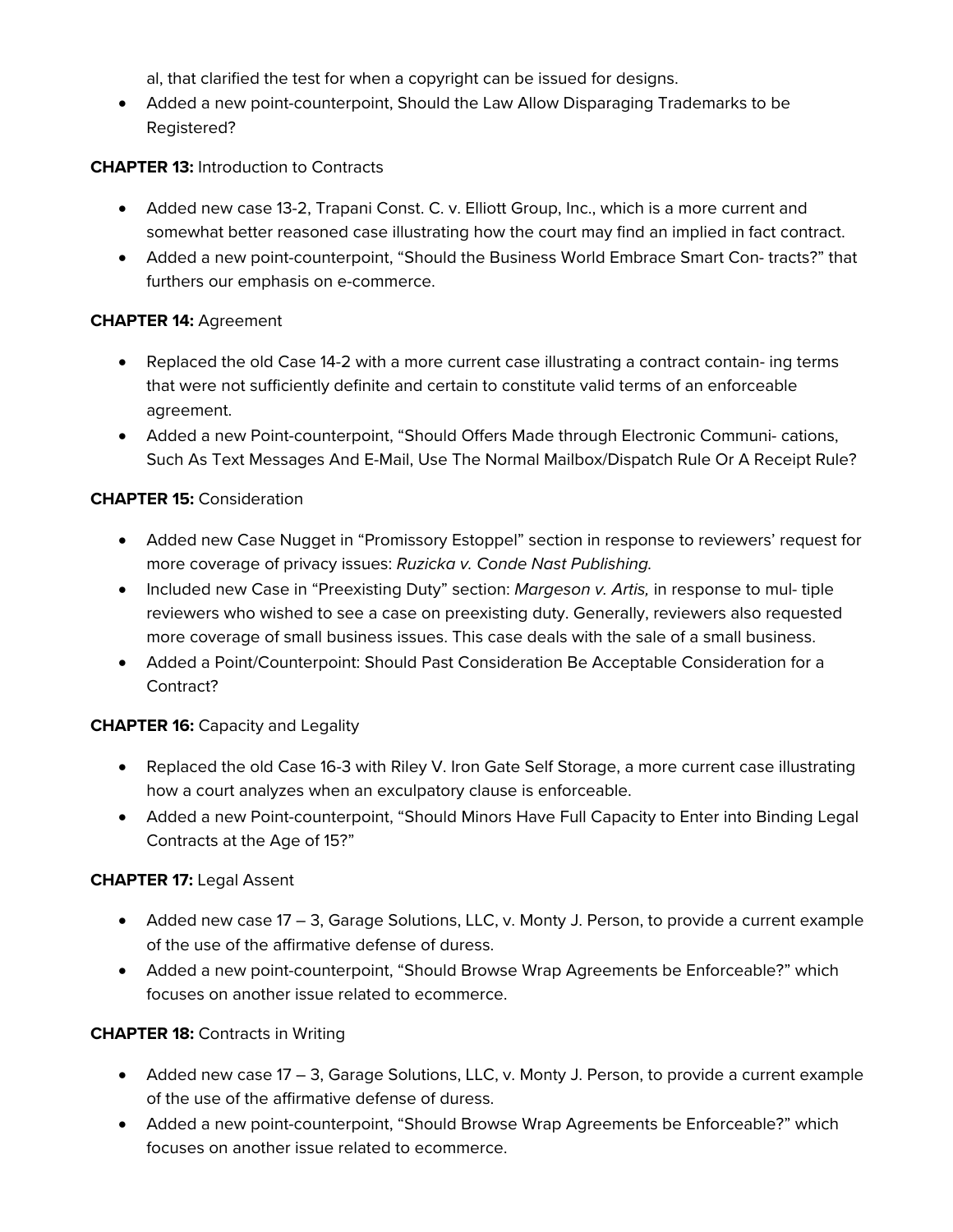al, that clarified the test for when a copyright can be issued for designs.

- Added a new point-counterpoint, Should the Law Allow Disparaging Trademarks to be Registered?

**CHAPTER 13:** Introduction to Contracts

- Added new case 13-2, Trapani Const. C. v. Elliott Group, Inc., which is a more current and somewhat better reasoned case illustrating how the court may find an implied in fact contract.
- Added a new point-counterpoint, "Should the Business World Embrace Smart Con- tracts?" that furthers our emphasis on e-commerce.

**CHAPTER 14:** Agreement

- Replaced the old Case 14-2 with a more current case illustrating a contract contain- ing terms that were not sufficiently definite and certain to constitute valid terms of an enforceable agreement.
- Added a new Point-counterpoint, "Should Offers Made through Electronic Communi- cations, Such As Text Messages And E-Mail, Use The Normal Mailbox/Dispatch Rule Or A Receipt Rule?

**CHAPTER 15:** Consideration

- Added new Case Nugget in "Promissory Estoppel" section in response to reviewers' request for more coverage of privacy issues: *Ruzicka v. Conde Nast Publishing.*
- Included new Case in "Preexisting Duty" section: *Margeson v. Artis,* in response to mul- tiple reviewers who wished to see a case on preexisting duty. Generally, reviewers also requested more coverage of small business issues. This case deals with the sale of a small business.
- Added a Point/Counterpoint: Should Past Consideration Be Acceptable Consideration for a Contract?

**CHAPTER 16:** Capacity and Legality

- Replaced the old Case 16-3 with Riley V. Iron Gate Self Storage, a more current case illustrating how a court analyzes when an exculpatory clause is enforceable.
- Added a new Point-counterpoint, "Should Minors Have Full Capacity to Enter into Binding Legal Contracts at the Age of 15?"

**CHAPTER 17:** Legal Assent

- Added new case 17 – 3, Garage Solutions, LLC, v. Monty J. Person, to provide a current example of the use of the affirmative defense of duress.
- Added a new point-counterpoint, "Should Browse Wrap Agreements be Enforceable?" which focuses on another issue related to ecommerce.

**CHAPTER 18:** Contracts in Writing

- Added new case 17 – 3, Garage Solutions, LLC, v. Monty J. Person, to provide a current example of the use of the affirmative defense of duress.
- Added a new point-counterpoint, "Should Browse Wrap Agreements be Enforceable?" which focuses on another issue related to ecommerce.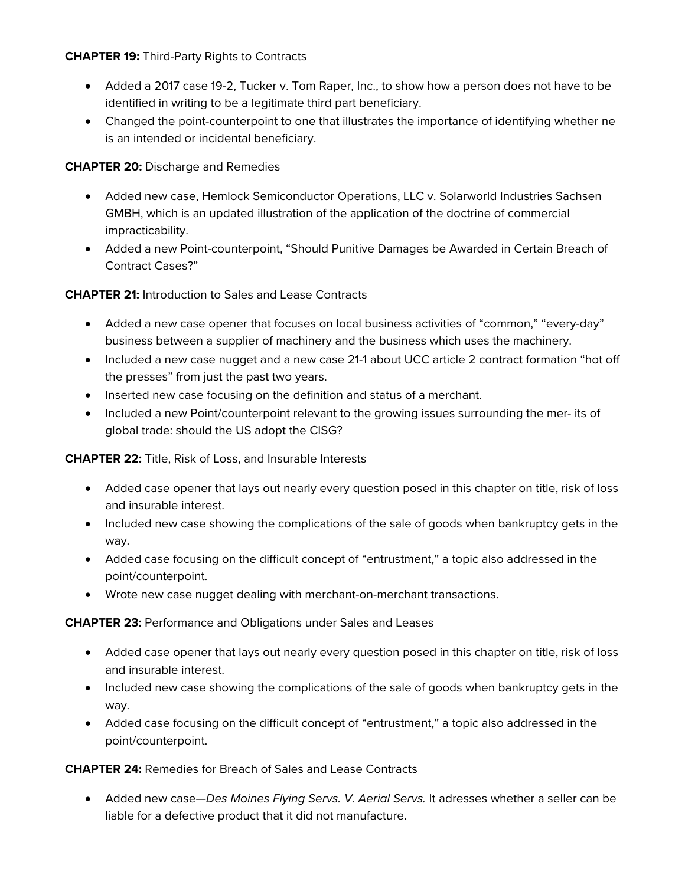**CHAPTER 19:** Third-Party Rights to Contracts

- Added a 2017 case 19-2, Tucker v. Tom Raper, Inc., to show how a person does not have to be identified in writing to be a legitimate third part beneficiary.
- Changed the point-counterpoint to one that illustrates the importance of identifying whether ne is an intended or incidental beneficiary.

**CHAPTER 20:** Discharge and Remedies

- Added new case, Hemlock Semiconductor Operations, LLC v. Solarworld Industries Sachsen GMBH, which is an updated illustration of the application of the doctrine of commercial impracticability.
- Added a new Point-counterpoint, "Should Punitive Damages be Awarded in Certain Breach of Contract Cases?"

**CHAPTER 21:** Introduction to Sales and Lease Contracts

- Added a new case opener that focuses on local business activities of "common," "every-day" business between a supplier of machinery and the business which uses the machinery.
- Included a new case nugget and a new case 21-1 about UCC article 2 contract formation "hot off the presses" from just the past two years.
- Inserted new case focusing on the definition and status of a merchant.
- Included a new Point/counterpoint relevant to the growing issues surrounding the mer- its of global trade: should the US adopt the CISG?

**CHAPTER 22:** Title, Risk of Loss, and Insurable Interests

- Added case opener that lays out nearly every question posed in this chapter on title, risk of loss and insurable interest.
- Included new case showing the complications of the sale of goods when bankruptcy gets in the way.
- Added case focusing on the difficult concept of "entrustment," a topic also addressed in the point/counterpoint.
- Wrote new case nugget dealing with merchant-on-merchant transactions.

**CHAPTER 23:** Performance and Obligations under Sales and Leases

- Added case opener that lays out nearly every question posed in this chapter on title, risk of loss and insurable interest.
- Included new case showing the complications of the sale of goods when bankruptcy gets in the way.
- Added case focusing on the difficult concept of "entrustment," a topic also addressed in the point/counterpoint.

**CHAPTER 24:** Remedies for Breach of Sales and Lease Contracts

- Added new case—*Des Moines Flying Servs. V. Aerial Servs.* It adresses whether a seller can be liable for a defective product that it did not manufacture.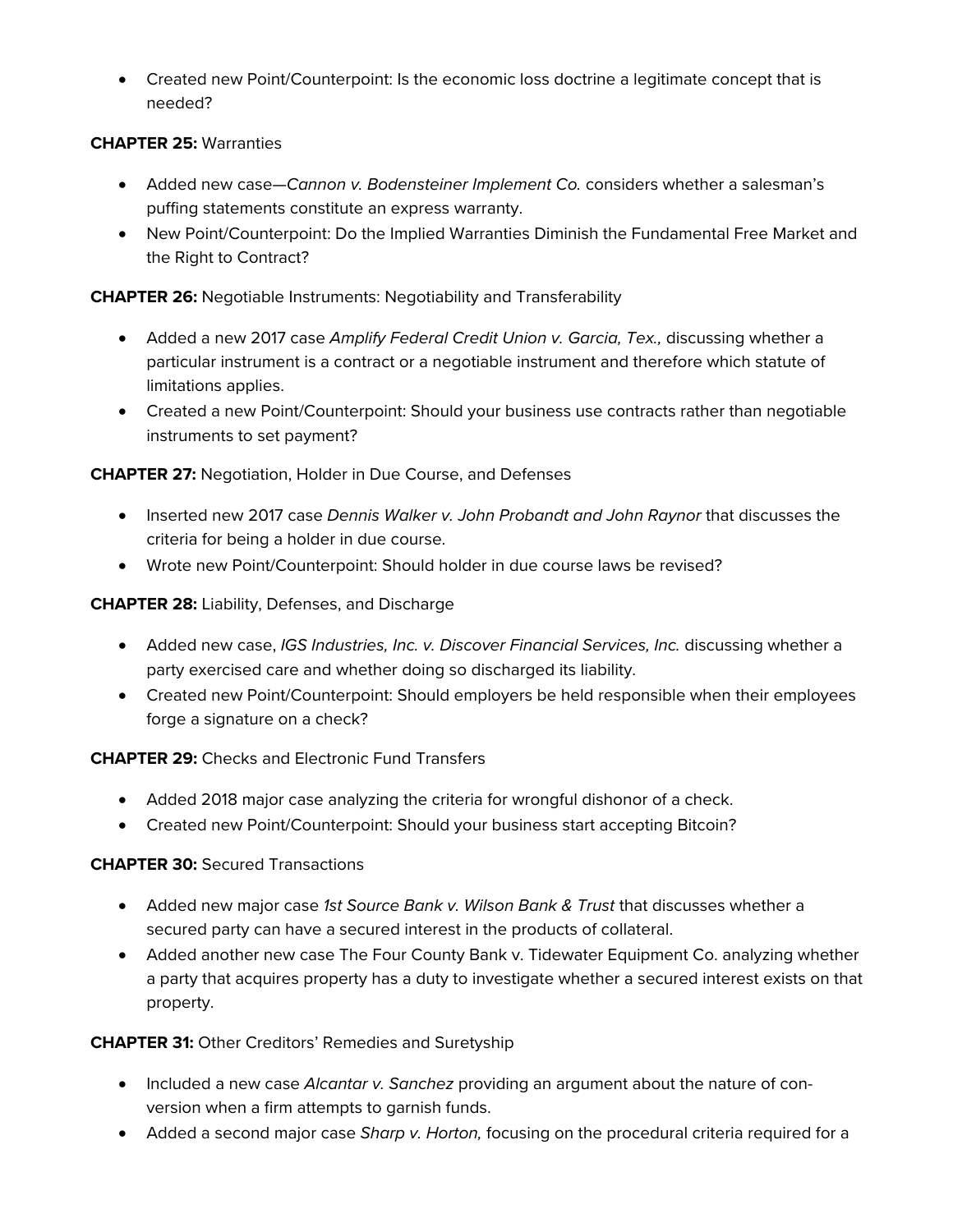- Created new Point/Counterpoint: Is the economic loss doctrine a legitimate concept that is needed?

**CHAPTER 25:** Warranties

- Added new case—*Cannon v. Bodensteiner Implement Co.* considers whether a salesman's puffing statements constitute an express warranty.
- New Point/Counterpoint: Do the Implied Warranties Diminish the Fundamental Free Market and the Right to Contract?

**CHAPTER 26:** Negotiable Instruments: Negotiability and Transferability

- Added a new 2017 case *Amplify Federal Credit Union v. Garcia, Tex.,* discussing whether a particular instrument is a contract or a negotiable instrument and therefore which statute of limitations applies.
- Created a new Point/Counterpoint: Should your business use contracts rather than negotiable instruments to set payment?

**CHAPTER 27:** Negotiation, Holder in Due Course, and Defenses

- Inserted new 2017 case *Dennis Walker v. John Probandt and John Raynor* that discusses the criteria for being a holder in due course.
- Wrote new Point/Counterpoint: Should holder in due course laws be revised?

**CHAPTER 28:** Liability, Defenses, and Discharge

- Added new case, *IGS Industries, Inc. v. Discover Financial Services, Inc.* discussing whether a party exercised care and whether doing so discharged its liability.
- Created new Point/Counterpoint: Should employers be held responsible when their employees forge a signature on a check?

**CHAPTER 29:** Checks and Electronic Fund Transfers

- Added 2018 major case analyzing the criteria for wrongful dishonor of a check.
- Created new Point/Counterpoint: Should your business start accepting Bitcoin?

**CHAPTER 30:** Secured Transactions

- Added new major case *1st Source Bank v. Wilson Bank & Trust* that discusses whether a secured party can have a secured interest in the products of collateral.
- Added another new case The Four County Bank v. Tidewater Equipment Co. analyzing whether a party that acquires property has a duty to investigate whether a secured interest exists on that property.

**CHAPTER 31:** Other Creditors' Remedies and Suretyship

- Included a new case *Alcantar v. Sanchez* providing an argument about the nature of conversion when a firm attempts to garnish funds.
- Added a second major case *Sharp v. Horton,* focusing on the procedural criteria required for a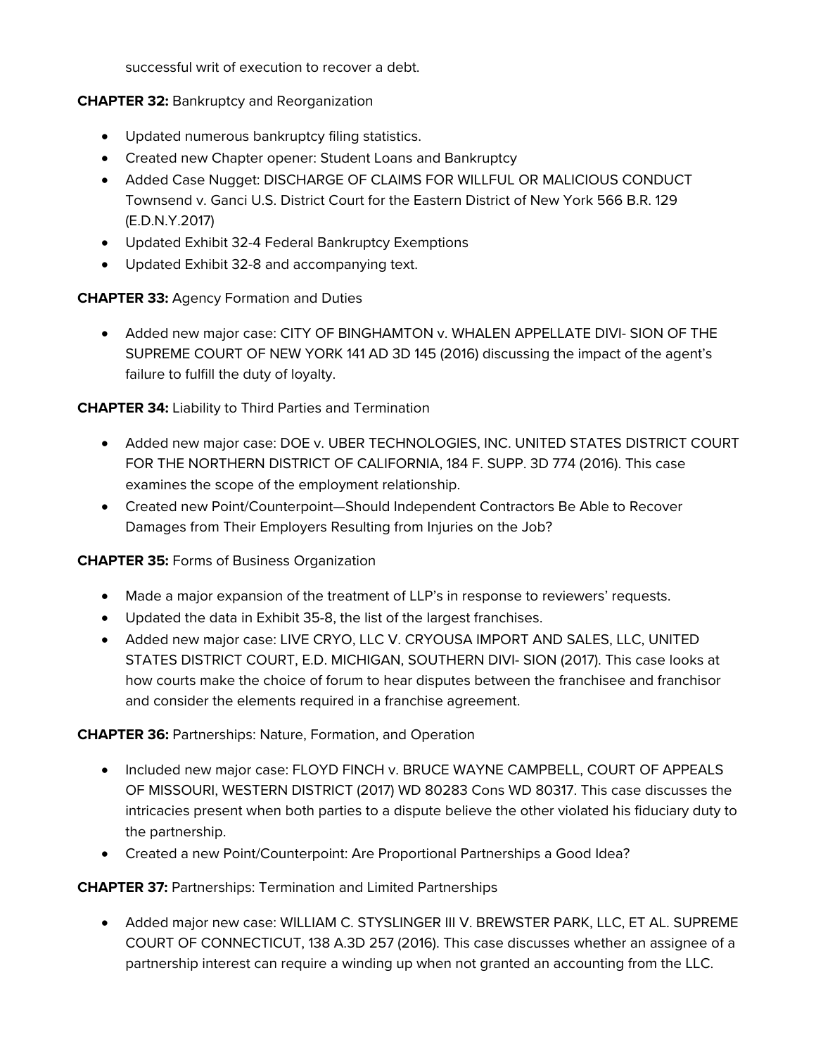successful writ of execution to recover a debt.

**CHAPTER 32:** Bankruptcy and Reorganization

- Updated numerous bankruptcy filing statistics.
- Created new Chapter opener: Student Loans and Bankruptcy
- Added Case Nugget: DISCHARGE OF CLAIMS FOR WILLFUL OR MALICIOUS CONDUCT Townsend v. Ganci U.S. District Court for the Eastern District of New York 566 B.R. 129 (E.D.N.Y.2017)
- Updated Exhibit 32-4 Federal Bankruptcy Exemptions
- Updated Exhibit 32-8 and accompanying text.

**CHAPTER 33:** Agency Formation and Duties

- Added new major case: CITY OF BINGHAMTON v. WHALEN APPELLATE DIVI- SION OF THE SUPREME COURT OF NEW YORK 141 AD 3D 145 (2016) discussing the impact of the agent's failure to fulfill the duty of loyalty.

**CHAPTER 34:** Liability to Third Parties and Termination

- Added new major case: DOE v. UBER TECHNOLOGIES, INC. UNITED STATES DISTRICT COURT FOR THE NORTHERN DISTRICT OF CALIFORNIA, 184 F. SUPP. 3D 774 (2016). This case examines the scope of the employment relationship.
- Created new Point/Counterpoint—Should Independent Contractors Be Able to Recover Damages from Their Employers Resulting from Injuries on the Job?

**CHAPTER 35:** Forms of Business Organization

- Made a major expansion of the treatment of LLP's in response to reviewers' requests.
- Updated the data in Exhibit 35-8, the list of the largest franchises.
- Added new major case: LIVE CRYO, LLC V. CRYOUSA IMPORT AND SALES, LLC, UNITED STATES DISTRICT COURT, E.D. MICHIGAN, SOUTHERN DIVI- SION (2017). This case looks at how courts make the choice of forum to hear disputes between the franchisee and franchisor and consider the elements required in a franchise agreement.

**CHAPTER 36:** Partnerships: Nature, Formation, and Operation

- Included new major case: FLOYD FINCH v. BRUCE WAYNE CAMPBELL, COURT OF APPEALS OF MISSOURI, WESTERN DISTRICT (2017) WD 80283 Cons WD 80317. This case discusses the intricacies present when both parties to a dispute believe the other violated his fiduciary duty to the partnership.
- Created a new Point/Counterpoint: Are Proportional Partnerships a Good Idea?

**CHAPTER 37:** Partnerships: Termination and Limited Partnerships

- Added major new case: WILLIAM C. STYSLINGER III V. BREWSTER PARK, LLC, ET AL. SUPREME COURT OF CONNECTICUT, 138 A.3D 257 (2016). This case discusses whether an assignee of a partnership interest can require a winding up when not granted an accounting from the LLC.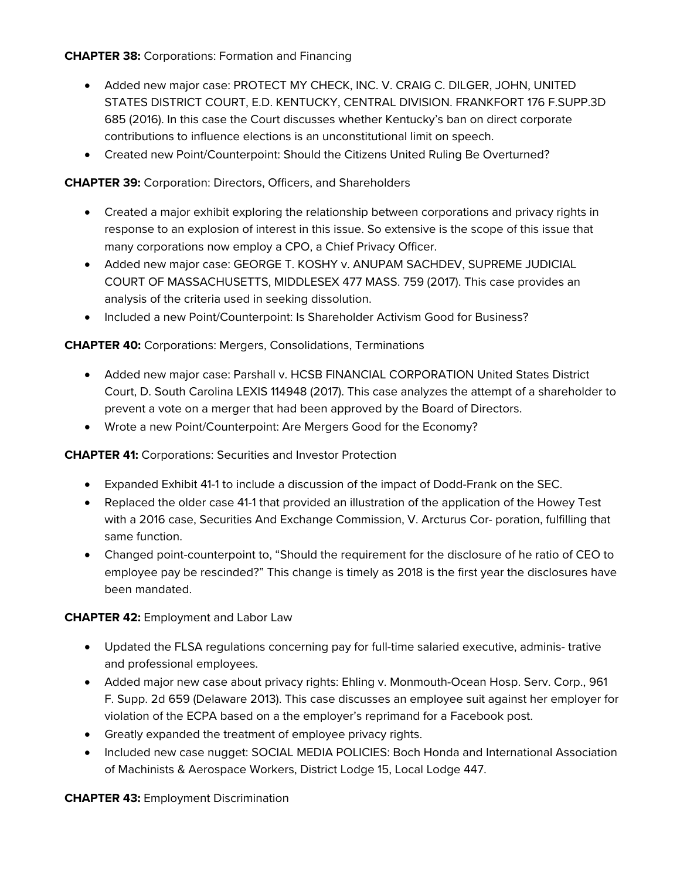**CHAPTER 38:** Corporations: Formation and Financing

- Added new major case: PROTECT MY CHECK, INC. V. CRAIG C. DILGER, JOHN, UNITED STATES DISTRICT COURT, E.D. KENTUCKY, CENTRAL DIVISION. FRANKFORT 176 F.SUPP.3D 685 (2016). In this case the Court discusses whether Kentucky's ban on direct corporate contributions to influence elections is an unconstitutional limit on speech.
- Created new Point/Counterpoint: Should the Citizens United Ruling Be Overturned?

**CHAPTER 39:** Corporation: Directors, Officers, and Shareholders

- Created a major exhibit exploring the relationship between corporations and privacy rights in response to an explosion of interest in this issue. So extensive is the scope of this issue that many corporations now employ a CPO, a Chief Privacy Officer.
- Added new major case: GEORGE T. KOSHY v. ANUPAM SACHDEV, SUPREME JUDICIAL COURT OF MASSACHUSETTS, MIDDLESEX 477 MASS. 759 (2017). This case provides an analysis of the criteria used in seeking dissolution.
- Included a new Point/Counterpoint: Is Shareholder Activism Good for Business?

**CHAPTER 40:** Corporations: Mergers, Consolidations, Terminations

- Added new major case: Parshall v. HCSB FINANCIAL CORPORATION United States District Court, D. South Carolina LEXIS 114948 (2017). This case analyzes the attempt of a shareholder to prevent a vote on a merger that had been approved by the Board of Directors.
- Wrote a new Point/Counterpoint: Are Mergers Good for the Economy?

**CHAPTER 41:** Corporations: Securities and Investor Protection

- Expanded Exhibit 41-1 to include a discussion of the impact of Dodd-Frank on the SEC.
- Replaced the older case 41-1 that provided an illustration of the application of the Howey Test with a 2016 case, Securities And Exchange Commission, V. Arcturus Cor- poration, fulfilling that same function.
- Changed point-counterpoint to, "Should the requirement for the disclosure of he ratio of CEO to employee pay be rescinded?" This change is timely as 2018 is the first year the disclosures have been mandated.

**CHAPTER 42:** Employment and Labor Law

- Updated the FLSA regulations concerning pay for full-time salaried executive, adminis- trative and professional employees.
- Added major new case about privacy rights: Ehling v. Monmouth-Ocean Hosp. Serv. Corp., 961 F. Supp. 2d 659 (Delaware 2013). This case discusses an employee suit against her employer for violation of the ECPA based on a the employer's reprimand for a Facebook post.
- Greatly expanded the treatment of employee privacy rights.
- Included new case nugget: SOCIAL MEDIA POLICIES: Boch Honda and International Association of Machinists & Aerospace Workers, District Lodge 15, Local Lodge 447.

**CHAPTER 43:** Employment Discrimination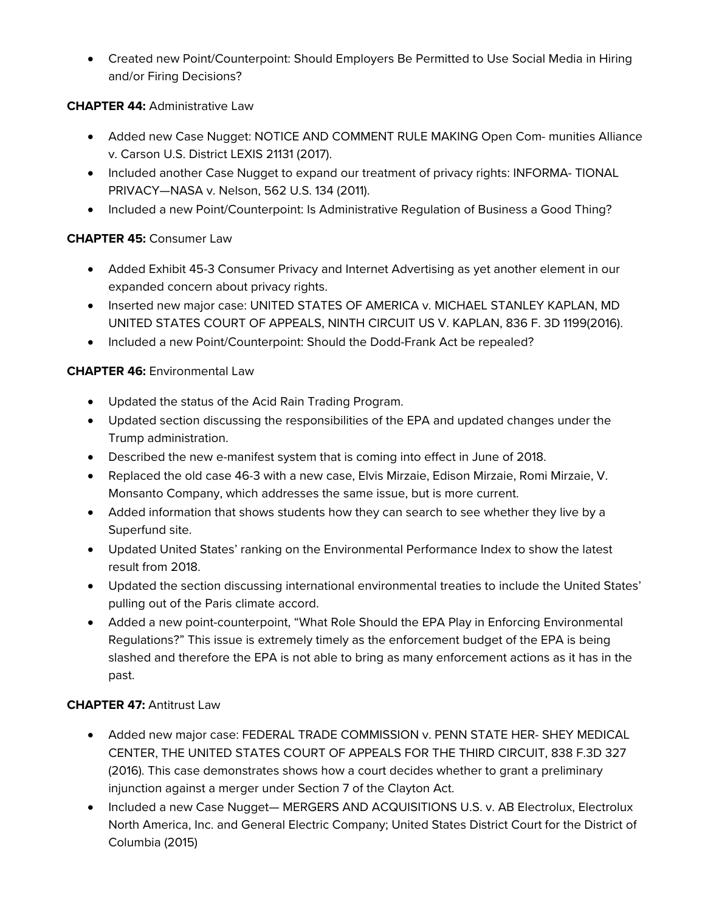- Created new Point/Counterpoint: Should Employers Be Permitted to Use Social Media in Hiring and/or Firing Decisions?

**CHAPTER 44:** Administrative Law

- Added new Case Nugget: NOTICE AND COMMENT RULE MAKING Open Com- munities Alliance v. Carson U.S. District LEXIS 21131 (2017).
- Included another Case Nugget to expand our treatment of privacy rights: INFORMA- TIONAL PRIVACY—NASA v. Nelson, 562 U.S. 134 (2011).
- Included a new Point/Counterpoint: Is Administrative Regulation of Business a Good Thing?

**CHAPTER 45:** Consumer Law

- Added Exhibit 45-3 Consumer Privacy and Internet Advertising as yet another element in our expanded concern about privacy rights.
- Inserted new major case: UNITED STATES OF AMERICA v. MICHAEL STANLEY KAPLAN, MD UNITED STATES COURT OF APPEALS, NINTH CIRCUIT US V. KAPLAN, 836 F. 3D 1199(2016).
- Included a new Point/Counterpoint: Should the Dodd-Frank Act be repealed?

**CHAPTER 46:** Environmental Law

- Updated the status of the Acid Rain Trading Program.
- Updated section discussing the responsibilities of the EPA and updated changes under the Trump administration.
- Described the new e-manifest system that is coming into effect in June of 2018.
- Replaced the old case 46-3 with a new case, Elvis Mirzaie, Edison Mirzaie, Romi Mirzaie, V. Monsanto Company, which addresses the same issue, but is more current.
- Added information that shows students how they can search to see whether they live by a Superfund site.
- Updated United States' ranking on the Environmental Performance Index to show the latest result from 2018.
- Updated the section discussing international environmental treaties to include the United States' pulling out of the Paris climate accord.
- Added a new point-counterpoint, "What Role Should the EPA Play in Enforcing Environmental Regulations?" This issue is extremely timely as the enforcement budget of the EPA is being slashed and therefore the EPA is not able to bring as many enforcement actions as it has in the past.

**CHAPTER 47:** Antitrust Law

- Added new major case: FEDERAL TRADE COMMISSION v. PENN STATE HER- SHEY MEDICAL CENTER, THE UNITED STATES COURT OF APPEALS FOR THE THIRD CIRCUIT, 838 F.3D 327 (2016). This case demonstrates shows how a court decides whether to grant a preliminary injunction against a merger under Section 7 of the Clayton Act.
- Included a new Case Nugget— MERGERS AND ACQUISITIONS U.S. v. AB Electrolux, Electrolux North America, Inc. and General Electric Company; United States District Court for the District of Columbia (2015)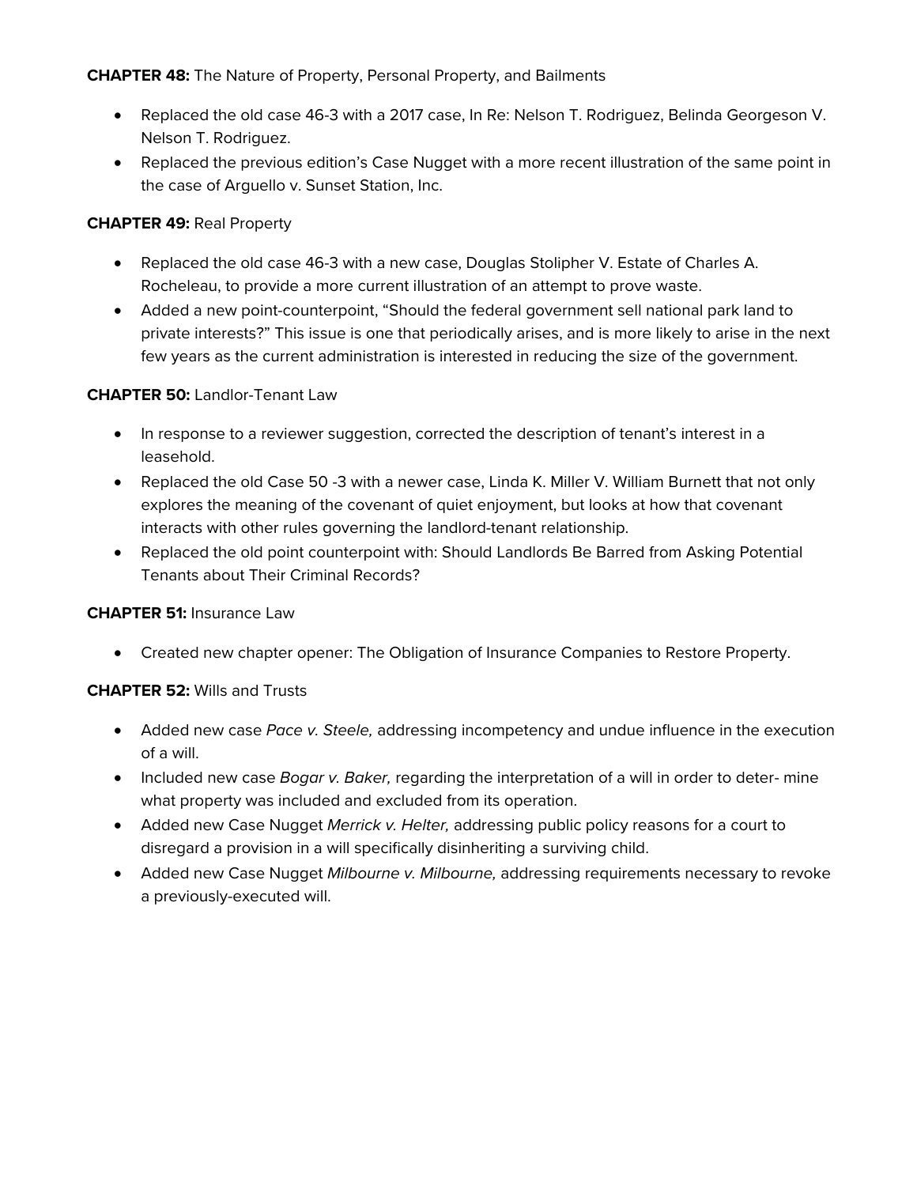**CHAPTER 48:** The Nature of Property, Personal Property, and Bailments

- Replaced the old case 46-3 with a 2017 case, In Re: Nelson T. Rodriguez, Belinda Georgeson V. Nelson T. Rodriguez.
- Replaced the previous edition's Case Nugget with a more recent illustration of the same point in the case of Arguello v. Sunset Station, Inc.

**CHAPTER 49:** Real Property

- Replaced the old case 46-3 with a new case, Douglas Stolipher V. Estate of Charles A. Rocheleau, to provide a more current illustration of an attempt to prove waste.
- Added a new point-counterpoint, "Should the federal government sell national park land to private interests?" This issue is one that periodically arises, and is more likely to arise in the next few years as the current administration is interested in reducing the size of the government.

**CHAPTER 50:** Landlor-Tenant Law

- In response to a reviewer suggestion, corrected the description of tenant's interest in a leasehold.
- Replaced the old Case 50 -3 with a newer case, Linda K. Miller V. William Burnett that not only explores the meaning of the covenant of quiet enjoyment, but looks at how that covenant interacts with other rules governing the landlord-tenant relationship.
- Replaced the old point counterpoint with: Should Landlords Be Barred from Asking Potential Tenants about Their Criminal Records?

**CHAPTER 51:** Insurance Law

- Created new chapter opener: The Obligation of Insurance Companies to Restore Property.

**CHAPTER 52:** Wills and Trusts

- Added new case *Pace v. Steele,* addressing incompetency and undue influence in the execution of a will.
- Included new case *Bogar v. Baker,* regarding the interpretation of a will in order to deter- mine what property was included and excluded from its operation.
- Added new Case Nugget *Merrick v. Helter,* addressing public policy reasons for a court to disregard a provision in a will specifically disinheriting a surviving child.
- Added new Case Nugget *Milbourne v. Milbourne,* addressing requirements necessary to revoke a previously-executed will.